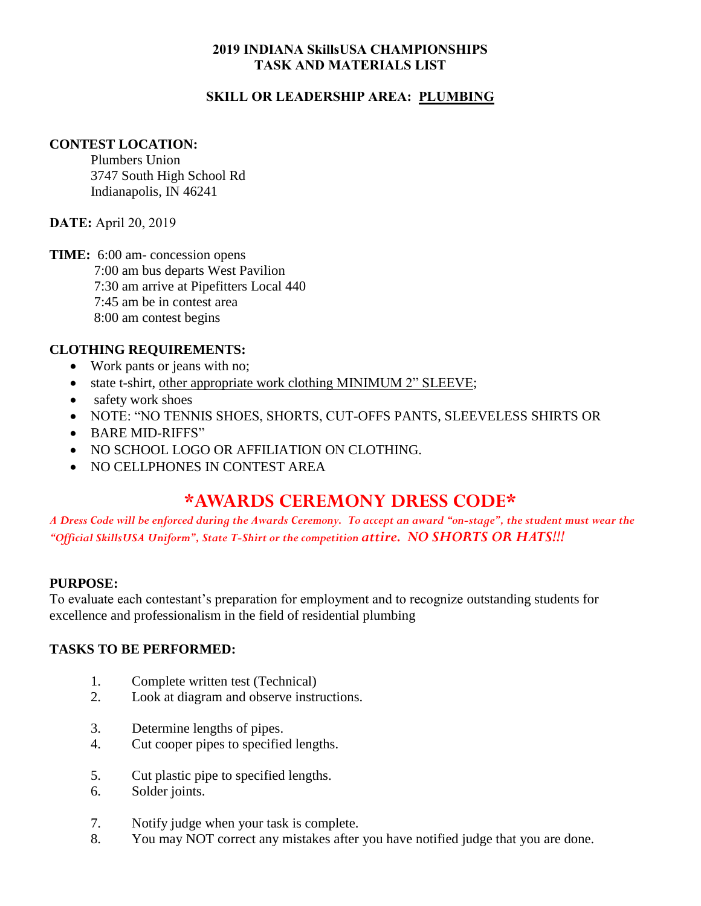**2019 INDIANA SkillsUSA CHAMPIONSHIPS**
**TASK AND MATERIALS LIST**

**SKILL OR LEADERSHIP AREA: PLUMBING**

**CONTEST LOCATION:**
Plumbers Union
3747 South High School Rd
Indianapolis, IN 46241

**DATE:** April 20, 2019

**TIME:** 6:00 am- concession opens
7:00 am bus departs West Pavilion
7:30 am arrive at Pipefitters Local 440
7:45 am be in contest area
8:00 am contest begins

**CLOTHING REQUIREMENTS:**

- Work pants or jeans with no;
- state t-shirt, other appropriate work clothing MINIMUM 2" SLEEVE;
- safety work shoes
- NOTE: "NO TENNIS SHOES, SHORTS, CUT-OFFS PANTS, SLEEVELESS SHIRTS OR
- BARE MID-RIFFS"
- NO SCHOOL LOGO OR AFFILIATION ON CLOTHING.
- NO CELLPHONES IN CONTEST AREA

## *AWARDS CEREMONY DRESS CODE*

*A Dress Code will be enforced during the Awards Ceremony. To accept an award "on-stage", the student must wear the "Official SkillsUSA Uniform", State T-Shirt or the competition attire. NO SHORTS OR HATS!!!*

**PURPOSE:**
To evaluate each contestant's preparation for employment and to recognize outstanding students for excellence and professionalism in the field of residential plumbing

**TASKS TO BE PERFORMED:**

1. Complete written test (Technical)
2. Look at diagram and observe instructions.
3. Determine lengths of pipes.
4. Cut cooper pipes to specified lengths.
5. Cut plastic pipe to specified lengths.
6. Solder joints.
7. Notify judge when your task is complete.
8. You may NOT correct any mistakes after you have notified judge that you are done.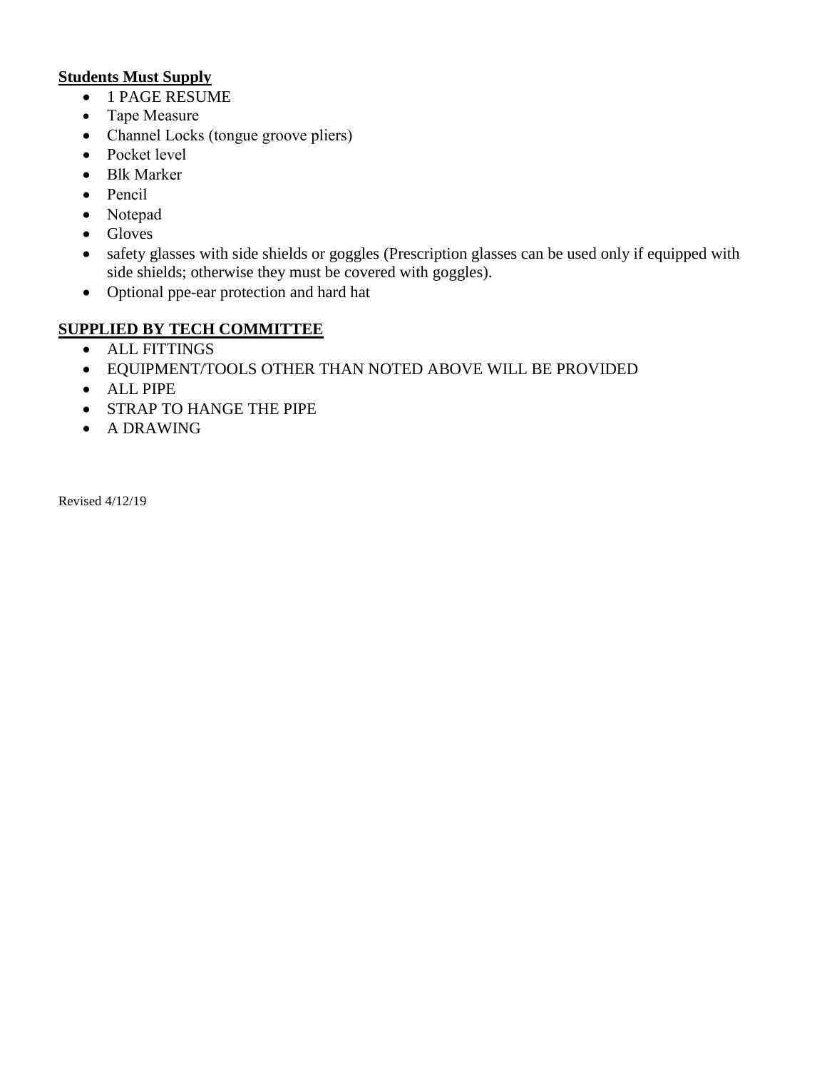**Students Must Supply**

- 1 PAGE RESUME
- Tape Measure
- Channel Locks (tongue groove pliers)
- Pocket level
- Blk Marker
- Pencil
- Notepad
- Gloves
- safety glasses with side shields or goggles (Prescription glasses can be used only if equipped with side shields; otherwise they must be covered with goggles).
- Optional ppe-ear protection and hard hat

**SUPPLIED BY TECH COMMITTEE**

- ALL FITTINGS
- EQUIPMENT/TOOLS OTHER THAN NOTED ABOVE WILL BE PROVIDED
- ALL PIPE
- STRAP TO HANGE THE PIPE
- A DRAWING

Revised 4/12/19